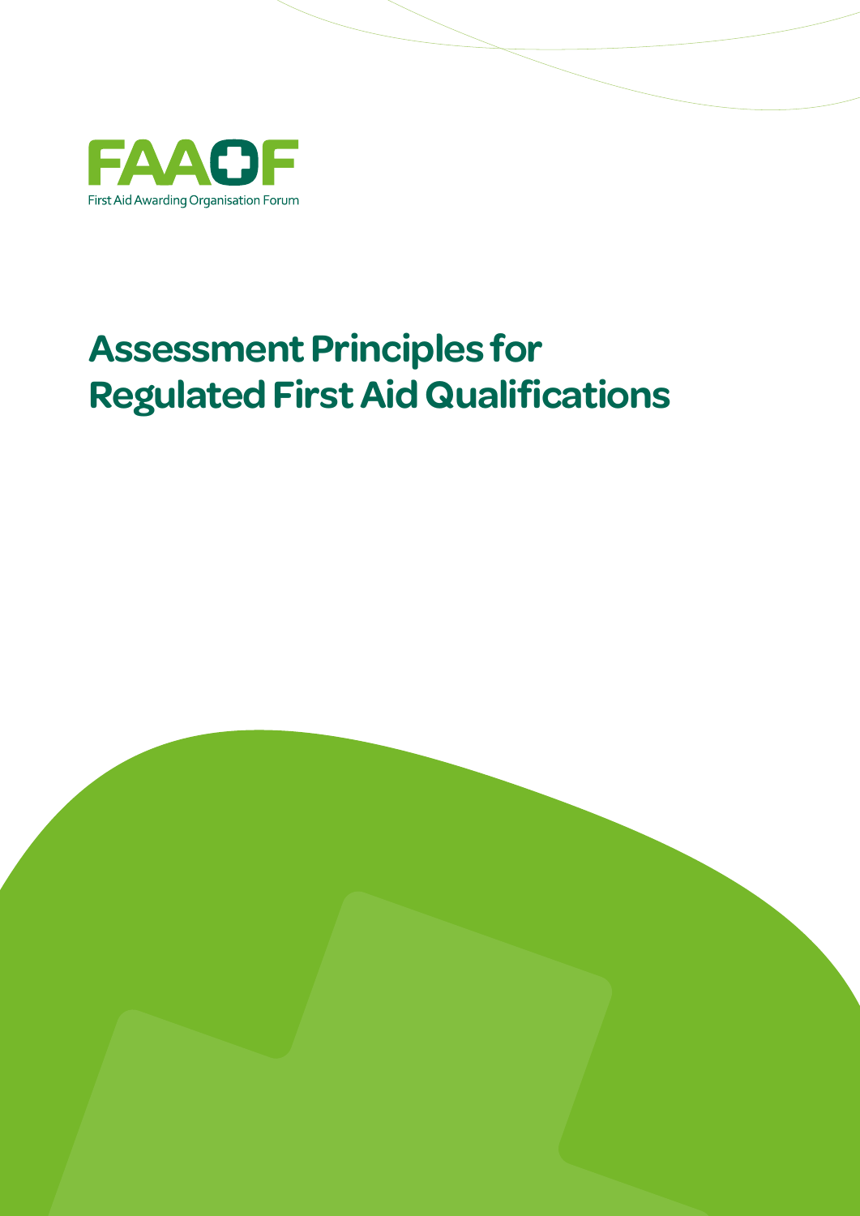FAAOF

First Aid Awarding Organisation Forum

# Assessment Principles for Regulated First Aid Qualifications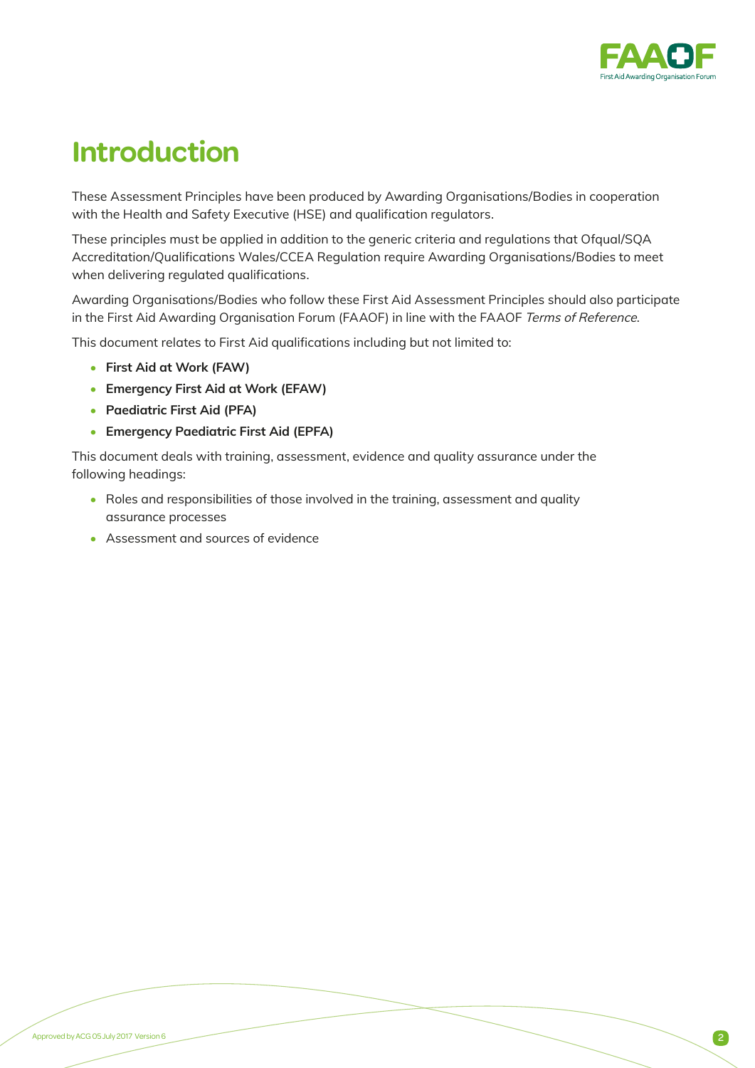# Introduction

These Assessment Principles have been produced by Awarding Organisations/Bodies in cooperation with the Health and Safety Executive (HSE) and qualification regulators.

These principles must be applied in addition to the generic criteria and regulations that Ofqual/SQA Accreditation/Qualifications Wales/CCEA Regulation require Awarding Organisations/Bodies to meet when delivering regulated qualifications.

Awarding Organisations/Bodies who follow these First Aid Assessment Principles should also participate in the First Aid Awarding Organisation Forum (FAAOF) in line with the FAAOF *Terms of Reference*.

This document relates to First Aid qualifications including but not limited to:

- **First Aid at Work (FAW)**
- **Emergency First Aid at Work (EFAW)**
- **Paediatric First Aid (PFA)**
- **Emergency Paediatric First Aid (EPFA)**

This document deals with training, assessment, evidence and quality assurance under the following headings:

- Roles and responsibilities of those involved in the training, assessment and quality assurance processes
- Assessment and sources of evidence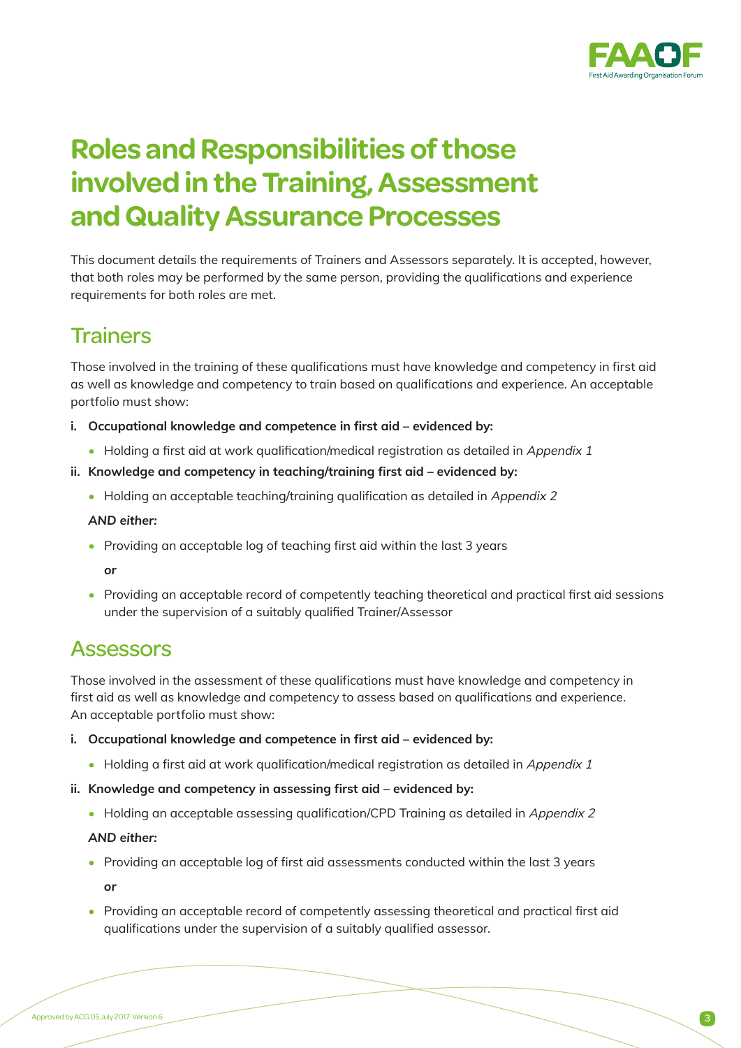# Roles and Responsibilities of those involved in the Training, Assessment and Quality Assurance Processes

This document details the requirements of Trainers and Assessors separately. It is accepted, however, that both roles may be performed by the same person, providing the qualifications and experience requirements for both roles are met.

## Trainers

Those involved in the training of these qualifications must have knowledge and competency in first aid as well as knowledge and competency to train based on qualifications and experience. An acceptable portfolio must show:

i. **Occupational knowledge and competence in first aid – evidenced by:**
   - Holding a first aid at work qualification/medical registration as detailed in *Appendix 1*

ii. **Knowledge and competency in teaching/training first aid – evidenced by:**
   - Holding an acceptable teaching/training qualification as detailed in *Appendix 2*

   ***AND either:***

   - Providing an acceptable log of teaching first aid within the last 3 years

     **or**

   - Providing an acceptable record of competently teaching theoretical and practical first aid sessions under the supervision of a suitably qualified Trainer/Assessor

## Assessors

Those involved in the assessment of these qualifications must have knowledge and competency in first aid as well as knowledge and competency to assess based on qualifications and experience. An acceptable portfolio must show:

i. **Occupational knowledge and competence in first aid – evidenced by:**
   - Holding a first aid at work qualification/medical registration as detailed in *Appendix 1*

ii. **Knowledge and competency in assessing first aid – evidenced by:**
   - Holding an acceptable assessing qualification/CPD Training as detailed in *Appendix 2*

   ***AND either:***

   - Providing an acceptable log of first aid assessments conducted within the last 3 years

     **or**

   - Providing an acceptable record of competently assessing theoretical and practical first aid qualifications under the supervision of a suitably qualified assessor.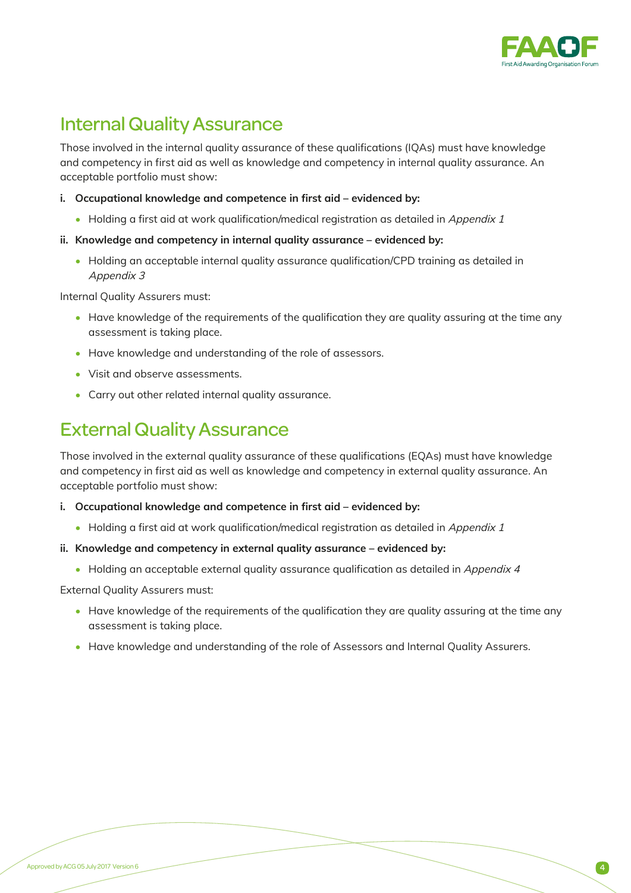## Internal Quality Assurance

Those involved in the internal quality assurance of these qualifications (IQAs) must have knowledge and competency in first aid as well as knowledge and competency in internal quality assurance. An acceptable portfolio must show:

**i. Occupational knowledge and competence in first aid – evidenced by:**

- Holding a first aid at work qualification/medical registration as detailed in *Appendix 1*

**ii. Knowledge and competency in internal quality assurance – evidenced by:**

- Holding an acceptable internal quality assurance qualification/CPD training as detailed in *Appendix 3*

Internal Quality Assurers must:

- Have knowledge of the requirements of the qualification they are quality assuring at the time any assessment is taking place.
- Have knowledge and understanding of the role of assessors.
- Visit and observe assessments.
- Carry out other related internal quality assurance.

## External Quality Assurance

Those involved in the external quality assurance of these qualifications (EQAs) must have knowledge and competency in first aid as well as knowledge and competency in external quality assurance. An acceptable portfolio must show:

**i. Occupational knowledge and competence in first aid – evidenced by:**

- Holding a first aid at work qualification/medical registration as detailed in *Appendix 1*

**ii. Knowledge and competency in external quality assurance – evidenced by:**

- Holding an acceptable external quality assurance qualification as detailed in *Appendix 4*

External Quality Assurers must:

- Have knowledge of the requirements of the qualification they are quality assuring at the time any assessment is taking place.
- Have knowledge and understanding of the role of Assessors and Internal Quality Assurers.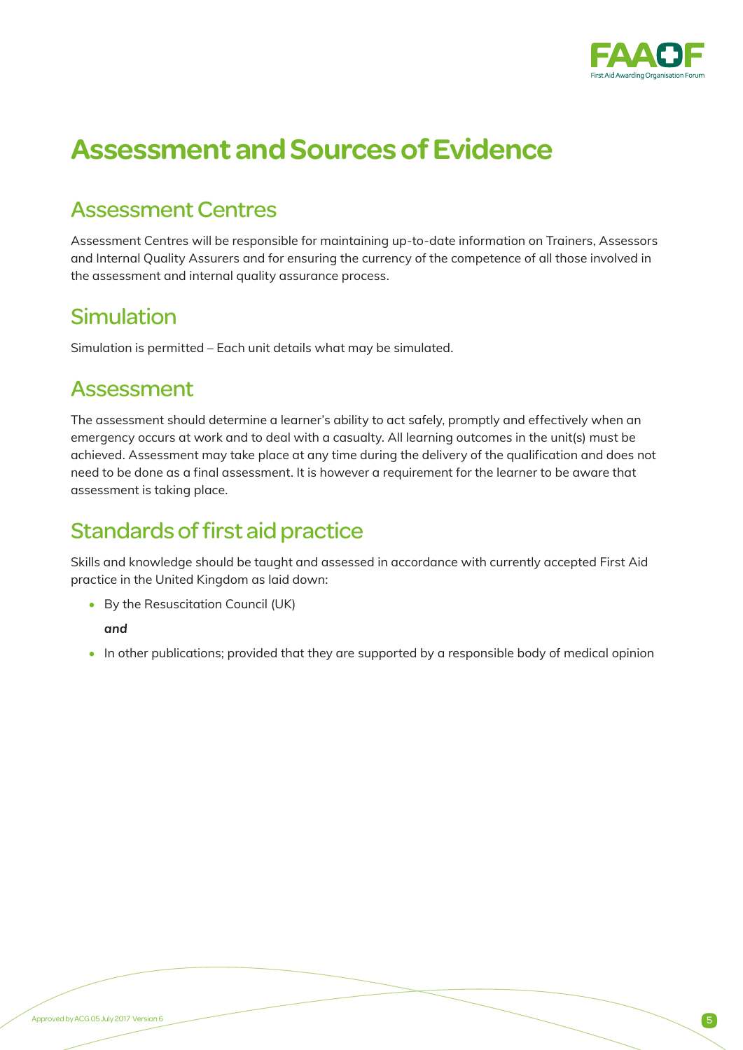# Assessment and Sources of Evidence

## Assessment Centres

Assessment Centres will be responsible for maintaining up-to-date information on Trainers, Assessors and Internal Quality Assurers and for ensuring the currency of the competence of all those involved in the assessment and internal quality assurance process.

## Simulation

Simulation is permitted – Each unit details what may be simulated.

## Assessment

The assessment should determine a learner's ability to act safely, promptly and effectively when an emergency occurs at work and to deal with a casualty. All learning outcomes in the unit(s) must be achieved. Assessment may take place at any time during the delivery of the qualification and does not need to be done as a final assessment. It is however a requirement for the learner to be aware that assessment is taking place.

## Standards of first aid practice

Skills and knowledge should be taught and assessed in accordance with currently accepted First Aid practice in the United Kingdom as laid down:

- By the Resuscitation Council (UK)

  ***and***

- In other publications; provided that they are supported by a responsible body of medical opinion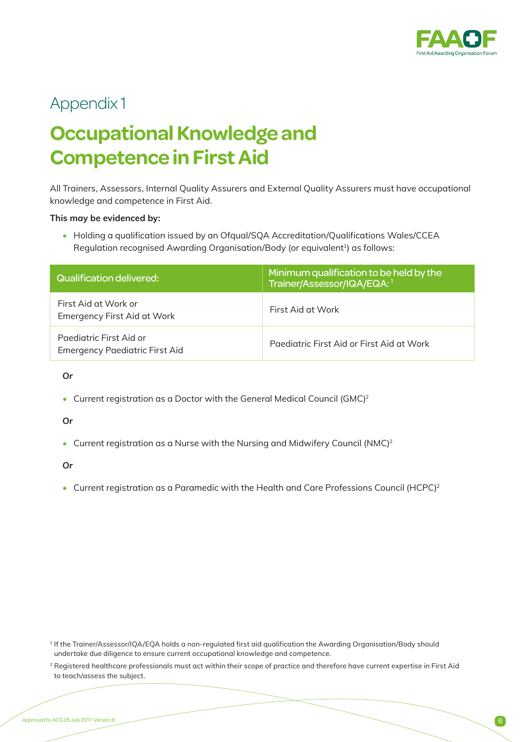## Appendix 1

# Occupational Knowledge and Competence in First Aid

All Trainers, Assessors, Internal Quality Assurers and External Quality Assurers must have occupational knowledge and competence in First Aid.

**This may be evidenced by:**

- Holding a qualification issued by an Ofqual/SQA Accreditation/Qualifications Wales/CCEA Regulation recognised Awarding Organisation/Body (or equivalent[1]) as follows:

| Qualification delivered: | Minimum qualification to be held by the Trainer/Assessor/IQA/EQA: [1] |
|---|---|
| First Aid at Work or Emergency First Aid at Work | First Aid at Work |
| Paediatric First Aid or Emergency Paediatric First Aid | Paediatric First Aid or First Aid at Work |

**Or**

- Current registration as a Doctor with the General Medical Council (GMC)[2]

**Or**

- Current registration as a Nurse with the Nursing and Midwifery Council (NMC)[2]

**Or**

- Current registration as a Paramedic with the Health and Care Professions Council (HCPC)[2]

[1] If the Trainer/Assessor/IQA/EQA holds a non-regulated first aid qualification the Awarding Organisation/Body should undertake due diligence to ensure current occupational knowledge and competence.

[2] Registered healthcare professionals must act within their scope of practice and therefore have current expertise in First Aid to teach/assess the subject.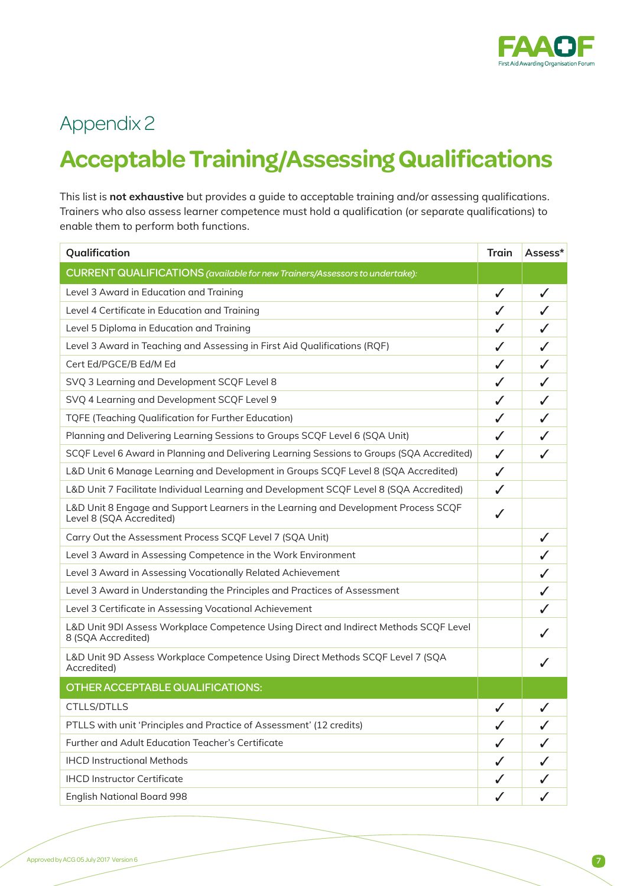# Appendix 2

## Acceptable Training/Assessing Qualifications

This list is **not exhaustive** but provides a guide to acceptable training and/or assessing qualifications. Trainers who also assess learner competence must hold a qualification (or separate qualifications) to enable them to perform both functions.

| Qualification | Train | Assess* |
|---|---|---|
| CURRENT QUALIFICATIONS *(available for new Trainers/Assessors to undertake):* | | |
| Level 3 Award in Education and Training | ✓ | ✓ |
| Level 4 Certificate in Education and Training | ✓ | ✓ |
| Level 5 Diploma in Education and Training | ✓ | ✓ |
| Level 3 Award in Teaching and Assessing in First Aid Qualifications (RQF) | ✓ | ✓ |
| Cert Ed/PGCE/B Ed/M Ed | ✓ | ✓ |
| SVQ 3 Learning and Development SCQF Level 8 | ✓ | ✓ |
| SVQ 4 Learning and Development SCQF Level 9 | ✓ | ✓ |
| TQFE (Teaching Qualification for Further Education) | ✓ | ✓ |
| Planning and Delivering Learning Sessions to Groups SCQF Level 6 (SQA Unit) | ✓ | ✓ |
| SCQF Level 6 Award in Planning and Delivering Learning Sessions to Groups (SQA Accredited) | ✓ | ✓ |
| L&D Unit 6 Manage Learning and Development in Groups SCQF Level 8 (SQA Accredited) | ✓ | |
| L&D Unit 7 Facilitate Individual Learning and Development SCQF Level 8 (SQA Accredited) | ✓ | |
| L&D Unit 8 Engage and Support Learners in the Learning and Development Process SCQF Level 8 (SQA Accredited) | ✓ | |
| Carry Out the Assessment Process SCQF Level 7 (SQA Unit) | | ✓ |
| Level 3 Award in Assessing Competence in the Work Environment | | ✓ |
| Level 3 Award in Assessing Vocationally Related Achievement | | ✓ |
| Level 3 Award in Understanding the Principles and Practices of Assessment | | ✓ |
| Level 3 Certificate in Assessing Vocational Achievement | | ✓ |
| L&D Unit 9DI Assess Workplace Competence Using Direct and Indirect Methods SCQF Level 8 (SQA Accredited) | | ✓ |
| L&D Unit 9D Assess Workplace Competence Using Direct Methods SCQF Level 7 (SQA Accredited) | | ✓ |
| OTHER ACCEPTABLE QUALIFICATIONS: | | |
| CTLLS/DTLLS | ✓ | ✓ |
| PTLLS with unit 'Principles and Practice of Assessment' (12 credits) | ✓ | ✓ |
| Further and Adult Education Teacher's Certificate | ✓ | ✓ |
| IHCD Instructional Methods | ✓ | ✓ |
| IHCD Instructor Certificate | ✓ | ✓ |
| English National Board 998 | ✓ | ✓ |

Approved by ACG 05 July 2017 Version 6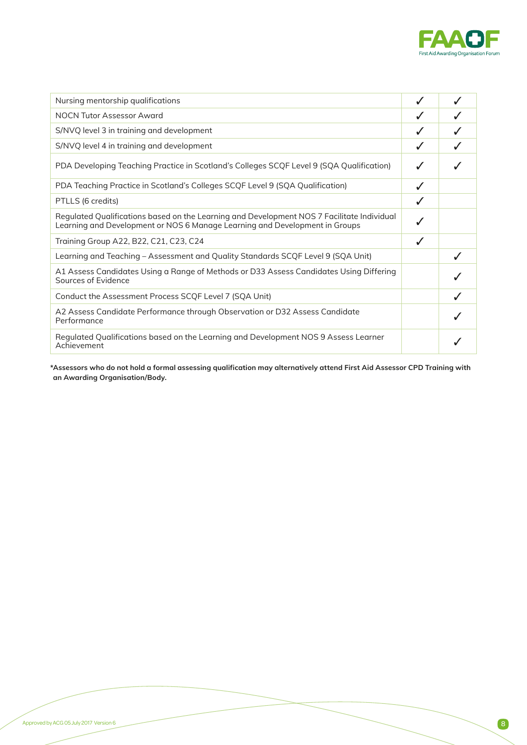| | | |
|---|---|---|
| Nursing mentorship qualifications | ✓ | ✓ |
| NOCN Tutor Assessor Award | ✓ | ✓ |
| S/NVQ level 3 in training and development | ✓ | ✓ |
| S/NVQ level 4 in training and development | ✓ | ✓ |
| PDA Developing Teaching Practice in Scotland's Colleges SCQF Level 9 (SQA Qualification) | ✓ | ✓ |
| PDA Teaching Practice in Scotland's Colleges SCQF Level 9 (SQA Qualification) | ✓ | |
| PTLLS (6 credits) | ✓ | |
| Regulated Qualifications based on the Learning and Development NOS 7 Facilitate Individual Learning and Development or NOS 6 Manage Learning and Development in Groups | ✓ | |
| Training Group A22, B22, C21, C23, C24 | ✓ | |
| Learning and Teaching – Assessment and Quality Standards SCQF Level 9 (SQA Unit) | | ✓ |
| A1 Assess Candidates Using a Range of Methods or D33 Assess Candidates Using Differing Sources of Evidence | | ✓ |
| Conduct the Assessment Process SCQF Level 7 (SQA Unit) | | ✓ |
| A2 Assess Candidate Performance through Observation or D32 Assess Candidate Performance | | ✓ |
| Regulated Qualifications based on the Learning and Development NOS 9 Assess Learner Achievement | | ✓ |

**\*Assessors who do not hold a formal assessing qualification may alternatively attend First Aid Assessor CPD Training with an Awarding Organisation/Body.**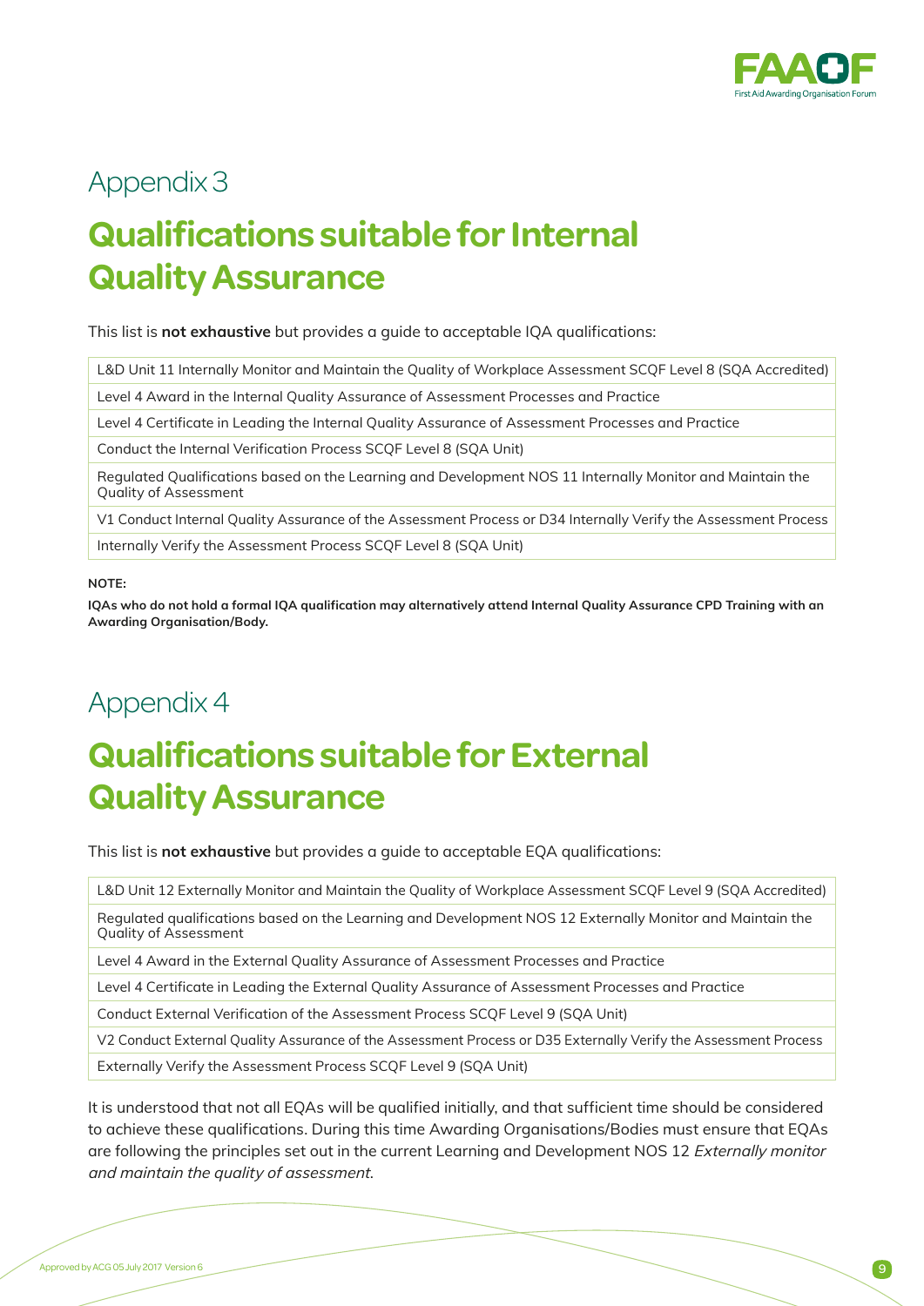# Appendix 3

## Qualifications suitable for Internal Quality Assurance

This list is **not exhaustive** but provides a guide to acceptable IQA qualifications:

| |
|---|
| L&D Unit 11 Internally Monitor and Maintain the Quality of Workplace Assessment SCQF Level 8 (SQA Accredited) |
| Level 4 Award in the Internal Quality Assurance of Assessment Processes and Practice |
| Level 4 Certificate in Leading the Internal Quality Assurance of Assessment Processes and Practice |
| Conduct the Internal Verification Process SCQF Level 8 (SQA Unit) |
| Regulated Qualifications based on the Learning and Development NOS 11 Internally Monitor and Maintain the Quality of Assessment |
| V1 Conduct Internal Quality Assurance of the Assessment Process or D34 Internally Verify the Assessment Process |
| Internally Verify the Assessment Process SCQF Level 8 (SQA Unit) |

**NOTE:**

**IQAs who do not hold a formal IQA qualification may alternatively attend Internal Quality Assurance CPD Training with an Awarding Organisation/Body.**

# Appendix 4

## Qualifications suitable for External Quality Assurance

This list is **not exhaustive** but provides a guide to acceptable EQA qualifications:

| |
|---|
| L&D Unit 12 Externally Monitor and Maintain the Quality of Workplace Assessment SCQF Level 9 (SQA Accredited) |
| Regulated qualifications based on the Learning and Development NOS 12 Externally Monitor and Maintain the Quality of Assessment |
| Level 4 Award in the External Quality Assurance of Assessment Processes and Practice |
| Level 4 Certificate in Leading the External Quality Assurance of Assessment Processes and Practice |
| Conduct External Verification of the Assessment Process SCQF Level 9 (SQA Unit) |
| V2 Conduct External Quality Assurance of the Assessment Process or D35 Externally Verify the Assessment Process |
| Externally Verify the Assessment Process SCQF Level 9 (SQA Unit) |

It is understood that not all EQAs will be qualified initially, and that sufficient time should be considered to achieve these qualifications. During this time Awarding Organisations/Bodies must ensure that EQAs are following the principles set out in the current Learning and Development NOS 12 *Externally monitor and maintain the quality of assessment.*